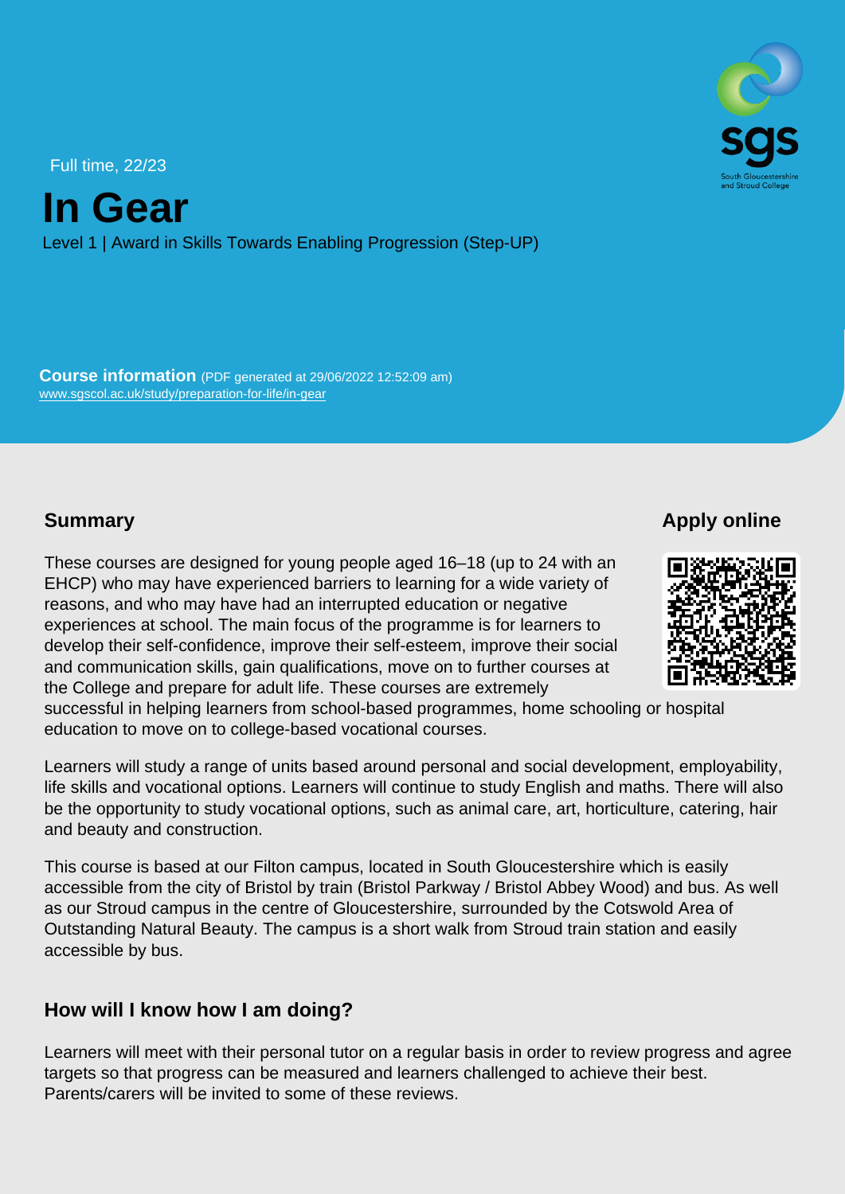Full time, 22/23

# In Gear

Level 1 | Award in Skills Towards Enabling Progression (Step-UP)

**Course information** (PDF generated at 29/06/2022 12:52:09 am)
www.sgscol.ac.uk/study/preparation-for-life/in-gear

## Summary

These courses are designed for young people aged 16–18 (up to 24 with an EHCP) who may have experienced barriers to learning for a wide variety of reasons, and who may have had an interrupted education or negative experiences at school. The main focus of the programme is for learners to develop their self-confidence, improve their self-esteem, improve their social and communication skills, gain qualifications, move on to further courses at the College and prepare for adult life. These courses are extremely successful in helping learners from school-based programmes, home schooling or hospital education to move on to college-based vocational courses.

Learners will study a range of units based around personal and social development, employability, life skills and vocational options. Learners will continue to study English and maths. There will also be the opportunity to study vocational options, such as animal care, art, horticulture, catering, hair and beauty and construction.

This course is based at our Filton campus, located in South Gloucestershire which is easily accessible from the city of Bristol by train (Bristol Parkway / Bristol Abbey Wood) and bus. As well as our Stroud campus in the centre of Gloucestershire, surrounded by the Cotswold Area of Outstanding Natural Beauty. The campus is a short walk from Stroud train station and easily accessible by bus.

## Apply online

## How will I know how I am doing?

Learners will meet with their personal tutor on a regular basis in order to review progress and agree targets so that progress can be measured and learners challenged to achieve their best. Parents/carers will be invited to some of these reviews.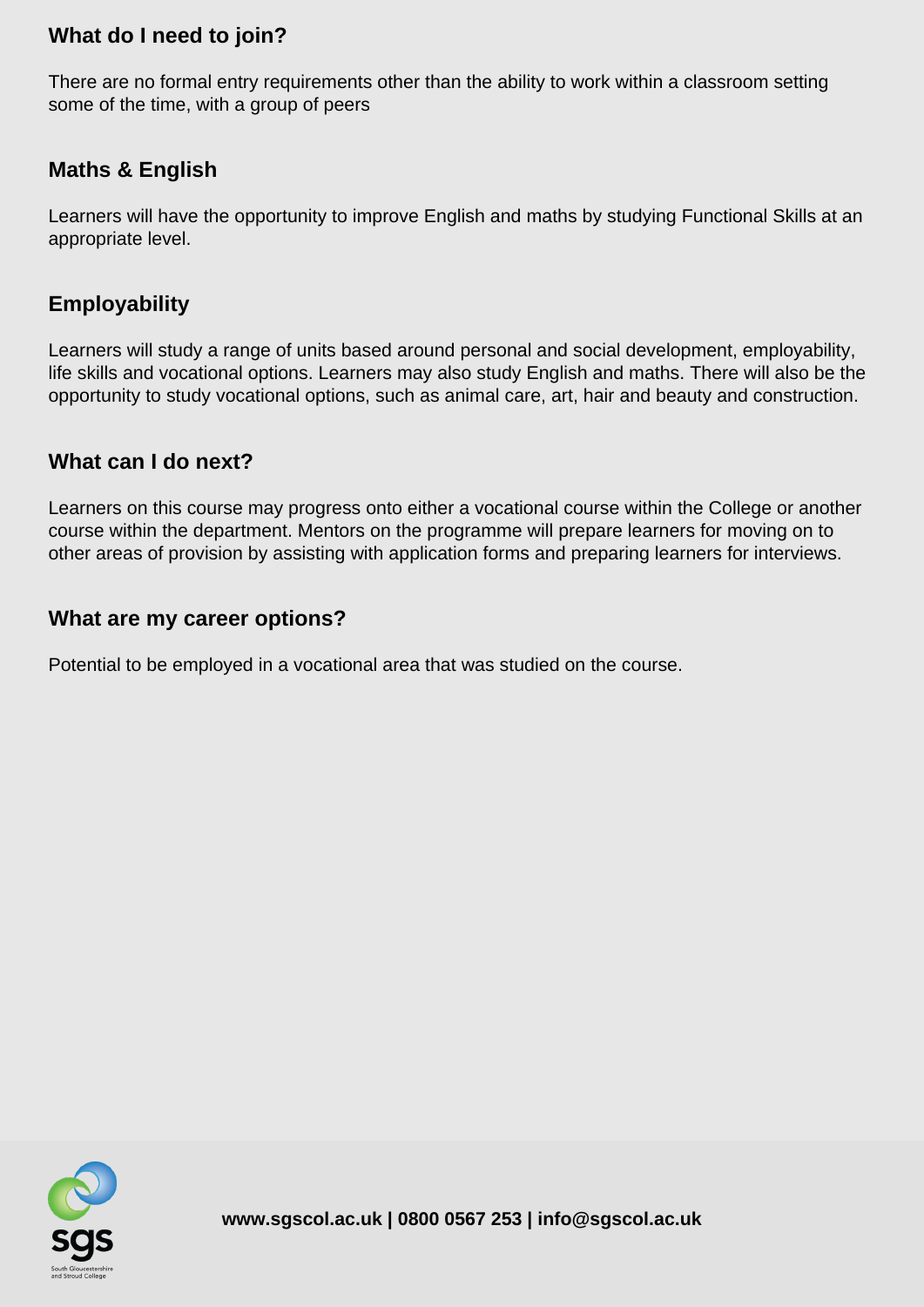## What do I need to join?

There are no formal entry requirements other than the ability to work within a classroom setting some of the time, with a group of peers

## Maths & English

Learners will have the opportunity to improve English and maths by studying Functional Skills at an appropriate level.

## Employability

Learners will study a range of units based around personal and social development, employability, life skills and vocational options. Learners may also study English and maths. There will also be the opportunity to study vocational options, such as animal care, art, hair and beauty and construction.

## What can I do next?

Learners on this course may progress onto either a vocational course within the College or another course within the department. Mentors on the programme will prepare learners for moving on to other areas of provision by assisting with application forms and preparing learners for interviews.

## What are my career options?

Potential to be employed in a vocational area that was studied on the course.

sgs
South Gloucestershire and Stroud College

**www.sgscol.ac.uk | 0800 0567 253 | info@sgscol.ac.uk**